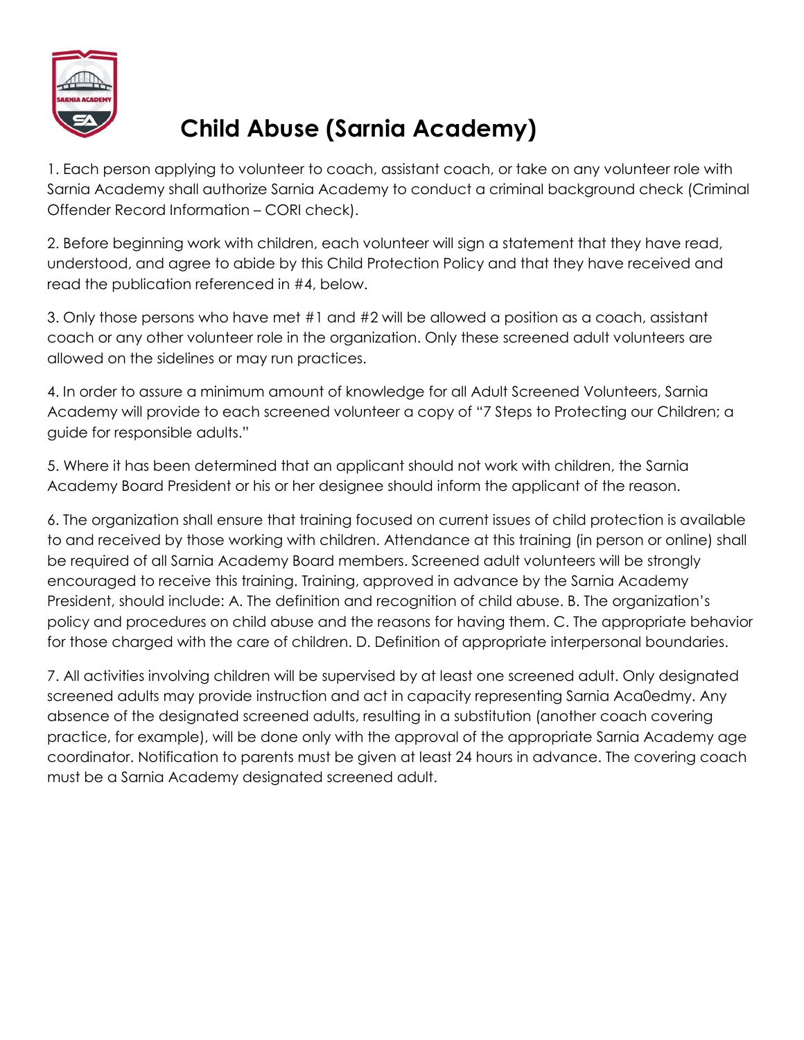# Child Abuse (Sarnia Academy)

1. Each person applying to volunteer to coach, assistant coach, or take on any volunteer role with Sarnia Academy shall authorize Sarnia Academy to conduct a criminal background check (Criminal Offender Record Information – CORI check).

2. Before beginning work with children, each volunteer will sign a statement that they have read, understood, and agree to abide by this Child Protection Policy and that they have received and read the publication referenced in #4, below.

3. Only those persons who have met #1 and #2 will be allowed a position as a coach, assistant coach or any other volunteer role in the organization. Only these screened adult volunteers are allowed on the sidelines or may run practices.

4. In order to assure a minimum amount of knowledge for all Adult Screened Volunteers, Sarnia Academy will provide to each screened volunteer a copy of "7 Steps to Protecting our Children; a guide for responsible adults."

5. Where it has been determined that an applicant should not work with children, the Sarnia Academy Board President or his or her designee should inform the applicant of the reason.

6. The organization shall ensure that training focused on current issues of child protection is available to and received by those working with children. Attendance at this training (in person or online) shall be required of all Sarnia Academy Board members. Screened adult volunteers will be strongly encouraged to receive this training. Training, approved in advance by the Sarnia Academy President, should include: A. The definition and recognition of child abuse. B. The organization's policy and procedures on child abuse and the reasons for having them. C. The appropriate behavior for those charged with the care of children. D. Definition of appropriate interpersonal boundaries.

7. All activities involving children will be supervised by at least one screened adult. Only designated screened adults may provide instruction and act in capacity representing Sarnia Aca0edmy. Any absence of the designated screened adults, resulting in a substitution (another coach covering practice, for example), will be done only with the approval of the appropriate Sarnia Academy age coordinator. Notification to parents must be given at least 24 hours in advance. The covering coach must be a Sarnia Academy designated screened adult.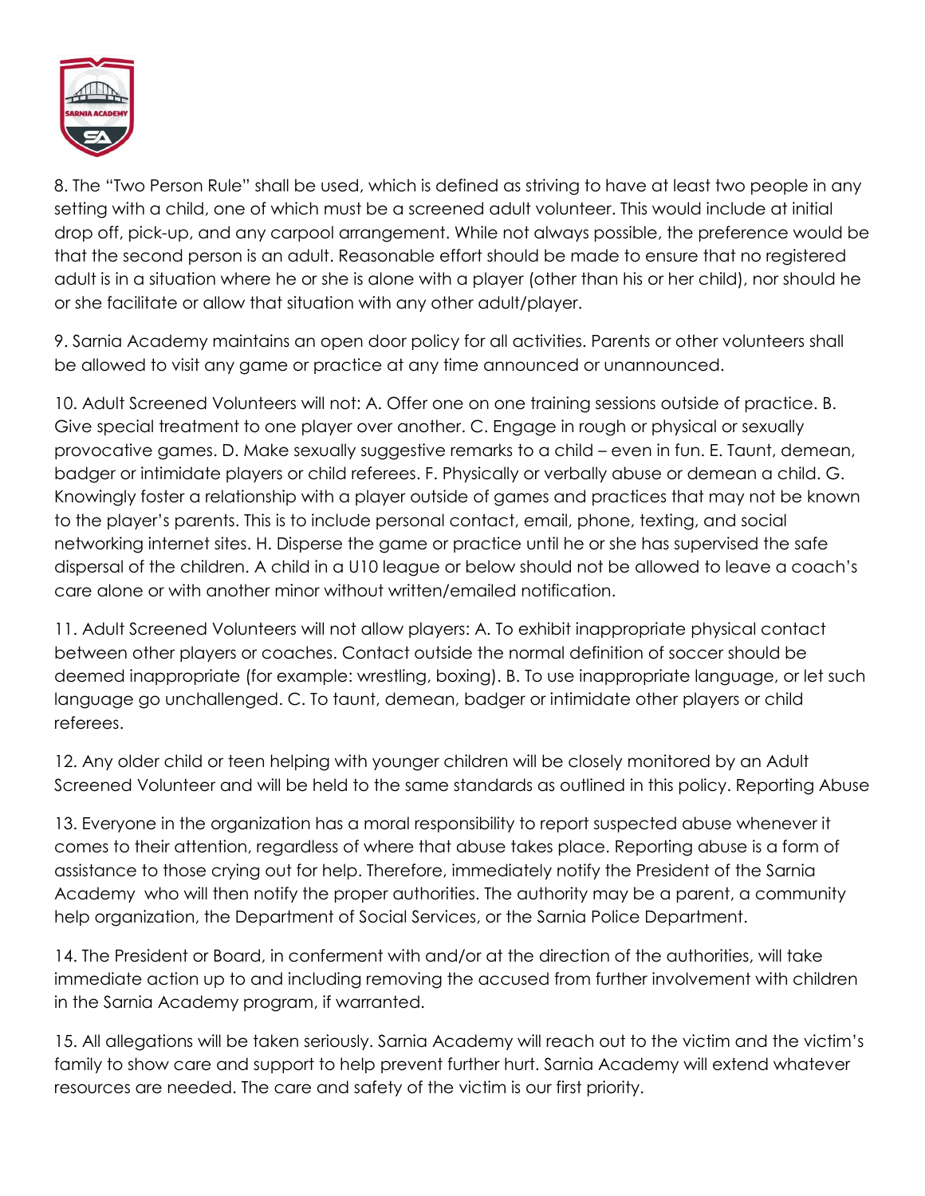8. The "Two Person Rule" shall be used, which is defined as striving to have at least two people in any setting with a child, one of which must be a screened adult volunteer. This would include at initial drop off, pick-up, and any carpool arrangement. While not always possible, the preference would be that the second person is an adult. Reasonable effort should be made to ensure that no registered adult is in a situation where he or she is alone with a player (other than his or her child), nor should he or she facilitate or allow that situation with any other adult/player.

9. Sarnia Academy maintains an open door policy for all activities. Parents or other volunteers shall be allowed to visit any game or practice at any time announced or unannounced.

10. Adult Screened Volunteers will not: A. Offer one on one training sessions outside of practice. B. Give special treatment to one player over another. C. Engage in rough or physical or sexually provocative games. D. Make sexually suggestive remarks to a child – even in fun. E. Taunt, demean, badger or intimidate players or child referees. F. Physically or verbally abuse or demean a child. G. Knowingly foster a relationship with a player outside of games and practices that may not be known to the player's parents. This is to include personal contact, email, phone, texting, and social networking internet sites. H. Disperse the game or practice until he or she has supervised the safe dispersal of the children. A child in a U10 league or below should not be allowed to leave a coach's care alone or with another minor without written/emailed notification.

11. Adult Screened Volunteers will not allow players: A. To exhibit inappropriate physical contact between other players or coaches. Contact outside the normal definition of soccer should be deemed inappropriate (for example: wrestling, boxing). B. To use inappropriate language, or let such language go unchallenged. C. To taunt, demean, badger or intimidate other players or child referees.

12. Any older child or teen helping with younger children will be closely monitored by an Adult Screened Volunteer and will be held to the same standards as outlined in this policy. Reporting Abuse

13. Everyone in the organization has a moral responsibility to report suspected abuse whenever it comes to their attention, regardless of where that abuse takes place. Reporting abuse is a form of assistance to those crying out for help. Therefore, immediately notify the President of the Sarnia Academy who will then notify the proper authorities. The authority may be a parent, a community help organization, the Department of Social Services, or the Sarnia Police Department.

14. The President or Board, in conferment with and/or at the direction of the authorities, will take immediate action up to and including removing the accused from further involvement with children in the Sarnia Academy program, if warranted.

15. All allegations will be taken seriously. Sarnia Academy will reach out to the victim and the victim's family to show care and support to help prevent further hurt. Sarnia Academy will extend whatever resources are needed. The care and safety of the victim is our first priority.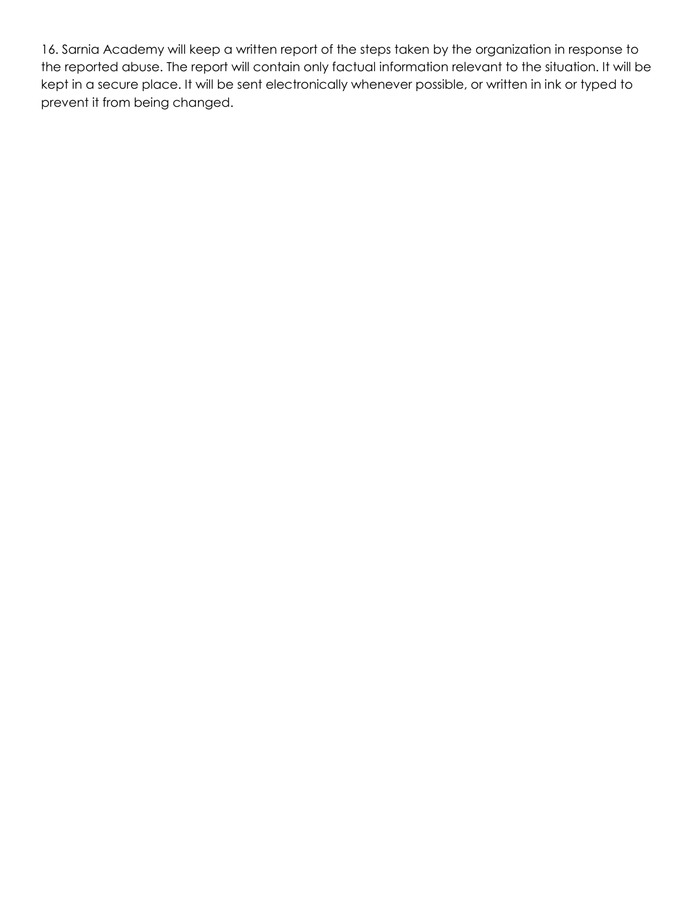16. Sarnia Academy will keep a written report of the steps taken by the organization in response to the reported abuse. The report will contain only factual information relevant to the situation. It will be kept in a secure place. It will be sent electronically whenever possible, or written in ink or typed to prevent it from being changed.